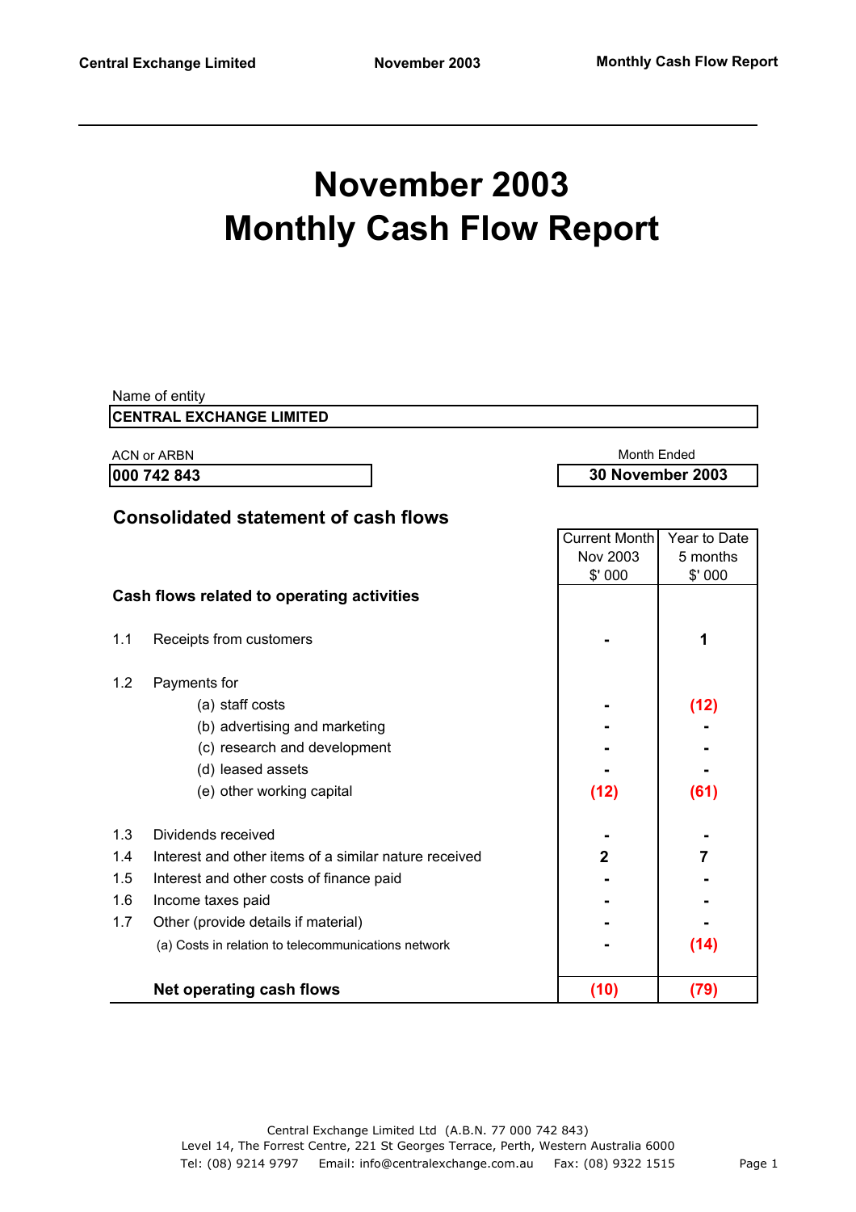# November 2003
# Monthly Cash Flow Report

Name of entity

**CENTRAL EXCHANGE LIMITED**

ACN or ARBN

**000 742 843**

Month Ended

**30 November 2003**

## Consolidated statement of cash flows

| | | Current Month Nov 2003 $' 000 | Year to Date 5 months $' 000 |
|---|---|---|---|
| **Cash flows related to operating activities** | | | |
| 1.1 | Receipts from customers | - | 1 |
| 1.2 | Payments for | | |
| | (a) staff costs | - | (12) |
| | (b) advertising and marketing | - | - |
| | (c) research and development | - | - |
| | (d) leased assets | - | - |
| | (e) other working capital | (12) | (61) |
| 1.3 | Dividends received | - | - |
| 1.4 | Interest and other items of a similar nature received | 2 | 7 |
| 1.5 | Interest and other costs of finance paid | - | - |
| 1.6 | Income taxes paid | - | - |
| 1.7 | Other (provide details if material) | - | - |
| | (a) Costs in relation to telecommunications network | - | (14) |
| | **Net operating cash flows** | **(10)** | **(79)** |

Central Exchange Limited Ltd (A.B.N. 77 000 742 843)
Level 14, The Forrest Centre, 221 St Georges Terrace, Perth, Western Australia 6000
Tel: (08) 9214 9797 Email: info@centralexchange.com.au Fax: (08) 9322 1515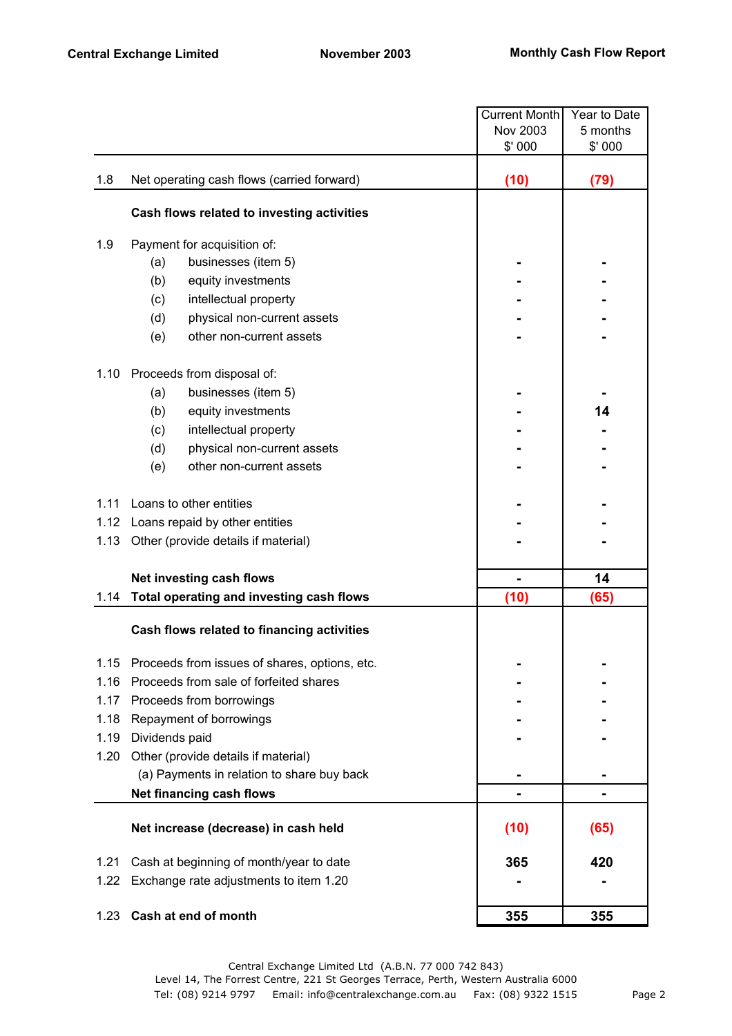| | | Current Month Nov 2003 $' 000 | Year to Date 5 months $' 000 |
|---|---|---|---|
| 1.8 | Net operating cash flows (carried forward) | (10) | (79) |
| | **Cash flows related to investing activities** | | |
| 1.9 | Payment for acquisition of: | | |
| | (a) businesses (item 5) | - | - |
| | (b) equity investments | - | - |
| | (c) intellectual property | - | - |
| | (d) physical non-current assets | - | - |
| | (e) other non-current assets | - | - |
| 1.10 | Proceeds from disposal of: | | |
| | (a) businesses (item 5) | - | - |
| | (b) equity investments | - | 14 |
| | (c) intellectual property | - | - |
| | (d) physical non-current assets | - | - |
| | (e) other non-current assets | - | - |
| 1.11 | Loans to other entities | - | - |
| 1.12 | Loans repaid by other entities | - | - |
| 1.13 | Other (provide details if material) | - | - |
| | **Net investing cash flows** | - | 14 |
| 1.14 | **Total operating and investing cash flows** | (10) | (65) |
| | **Cash flows related to financing activities** | | |
| 1.15 | Proceeds from issues of shares, options, etc. | - | - |
| 1.16 | Proceeds from sale of forfeited shares | - | - |
| 1.17 | Proceeds from borrowings | - | - |
| 1.18 | Repayment of borrowings | - | - |
| 1.19 | Dividends paid | - | - |
| 1.20 | Other (provide details if material) | | |
| | (a) Payments in relation to share buy back | - | - |
| | **Net financing cash flows** | - | - |
| | **Net increase (decrease) in cash held** | (10) | (65) |
| 1.21 | Cash at beginning of month/year to date | 365 | 420 |
| 1.22 | Exchange rate adjustments to item 1.20 | - | - |
| 1.23 | **Cash at end of month** | 355 | 355 |

Central Exchange Limited Ltd (A.B.N. 77 000 742 843)
Level 14, The Forrest Centre, 221 St Georges Terrace, Perth, Western Australia 6000
Tel: (08) 9214 9797 Email: info@centralexchange.com.au Fax: (08) 9322 1515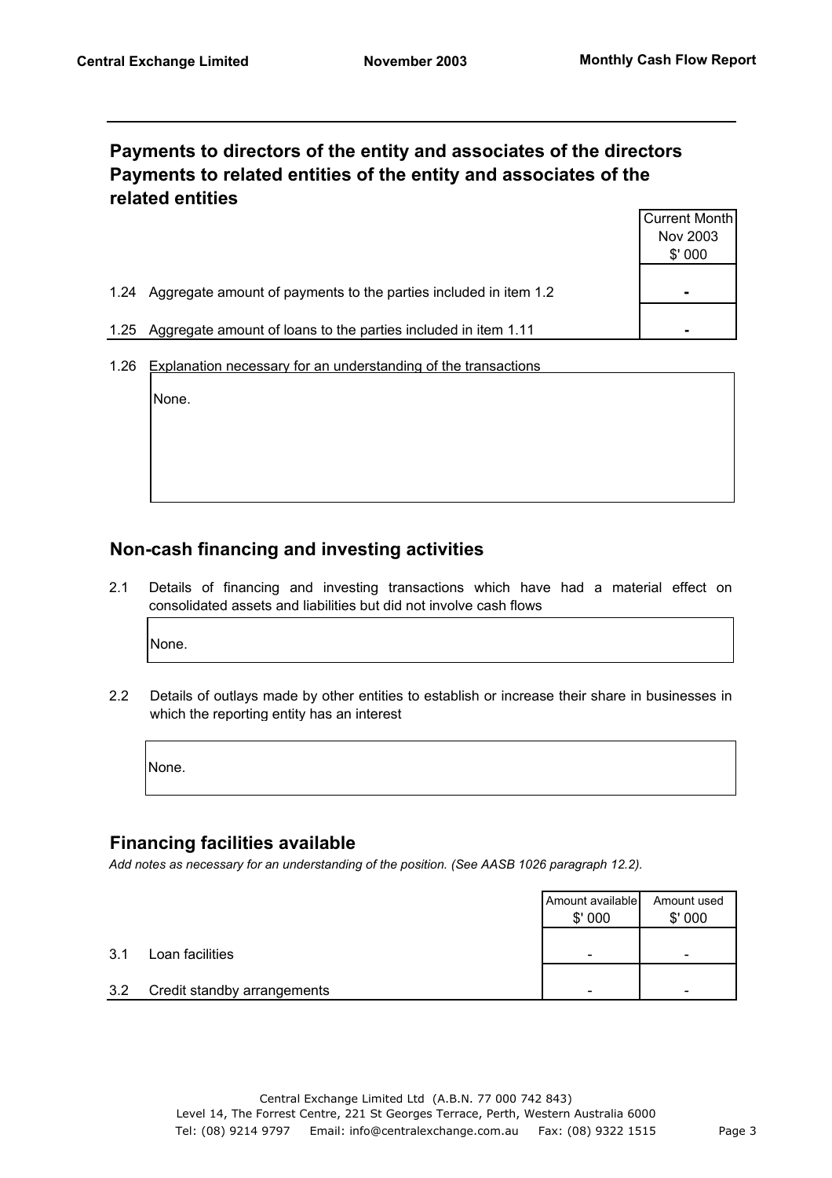## Payments to directors of the entity and associates of the directors
## Payments to related entities of the entity and associates of the related entities

| | | Current Month Nov 2003 $' 000 |
|---|---|---|
| 1.24 | Aggregate amount of payments to the parties included in item 1.2 | - |
| 1.25 | Aggregate amount of loans to the parties included in item 1.11 | - |

1.26 Explanation necessary for an understanding of the transactions

None.

## Non-cash financing and investing activities

2.1 Details of financing and investing transactions which have had a material effect on consolidated assets and liabilities but did not involve cash flows

None.

2.2 Details of outlays made by other entities to establish or increase their share in businesses in which the reporting entity has an interest

None.

## Financing facilities available

*Add notes as necessary for an understanding of the position. (See AASB 1026 paragraph 12.2).*

| | | Amount available $' 000 | Amount used $' 000 |
|---|---|---|---|
| 3.1 | Loan facilities | - | - |
| 3.2 | Credit standby arrangements | - | - |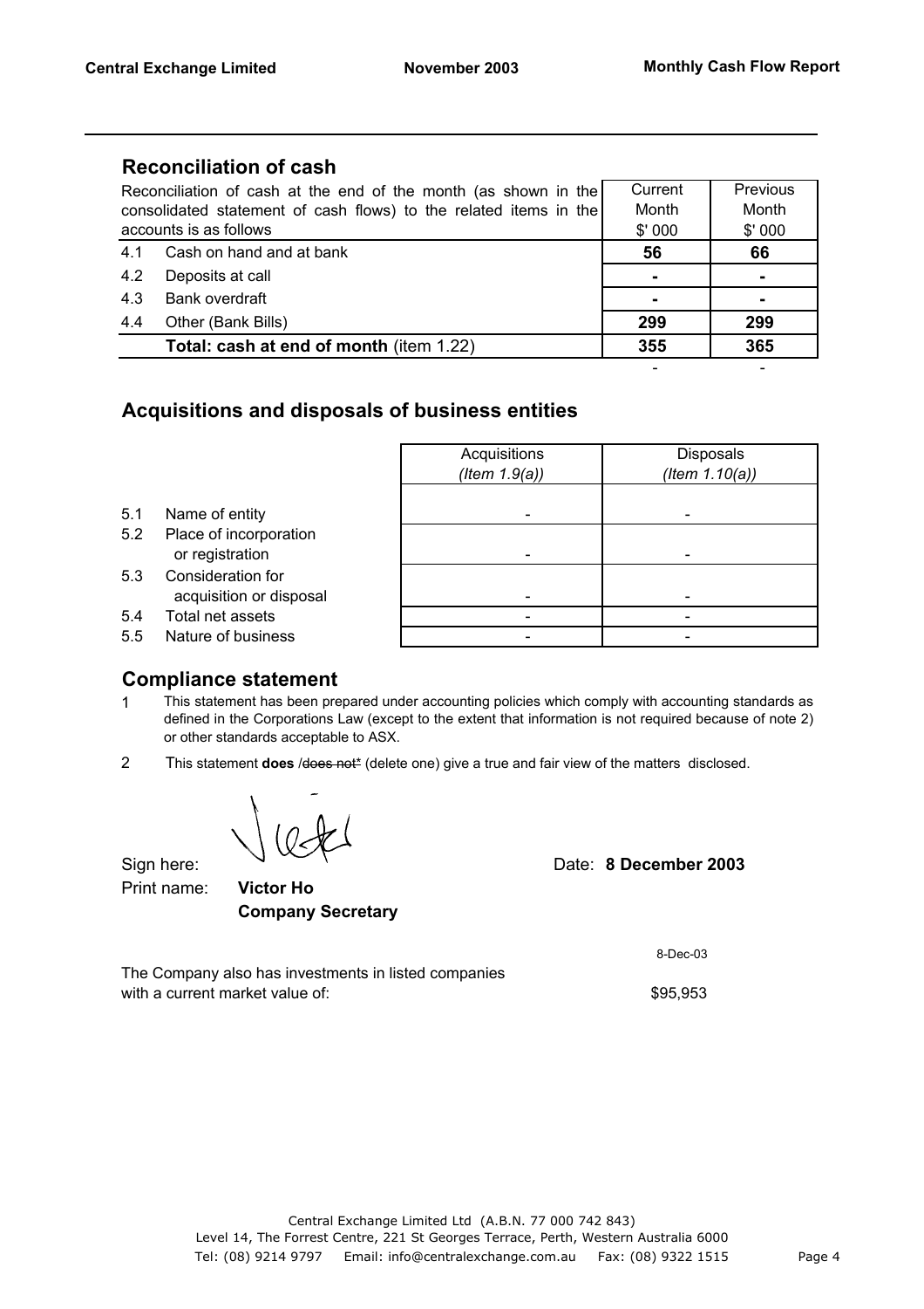## Reconciliation of cash

| Reconciliation of cash at the end of the month (as shown in the consolidated statement of cash flows) to the related items in the accounts is as follows | | Current Month $' 000 | Previous Month $' 000 |
|---|---|---|---|
| 4.1 | Cash on hand and at bank | **56** | **66** |
| 4.2 | Deposits at call | **-** | **-** |
| 4.3 | Bank overdraft | **-** | **-** |
| 4.4 | Other (Bank Bills) | **299** | **299** |
| | **Total: cash at end of month** (item 1.22) | **355** | **365** |
| | | - | - |

## Acquisitions and disposals of business entities

| | | Acquisitions *(Item 1.9(a))* | Disposals *(Item 1.10(a))* |
|---|---|---|---|
| 5.1 | Name of entity | - | - |
| 5.2 | Place of incorporation or registration | - | - |
| 5.3 | Consideration for acquisition or disposal | - | - |
| 5.4 | Total net assets | - | - |
| 5.5 | Nature of business | - | - |

## Compliance statement

1 This statement has been prepared under accounting policies which comply with accounting standards as defined in the Corporations Law (except to the extent that information is not required because of note 2) or other standards acceptable to ASX.

2 This statement **does** /~~does not*~~ (delete one) give a true and fair view of the matters disclosed.

Sign here: Date: **8 December 2003**

Print name: **Victor Ho**
**Company Secretary**

8-Dec-03

The Company also has investments in listed companies with a current market value of: $95,953

Central Exchange Limited Ltd (A.B.N. 77 000 742 843)
Level 14, The Forrest Centre, 221 St Georges Terrace, Perth, Western Australia 6000
Tel: (08) 9214 9797 Email: info@centralexchange.com.au Fax: (08) 9322 1515